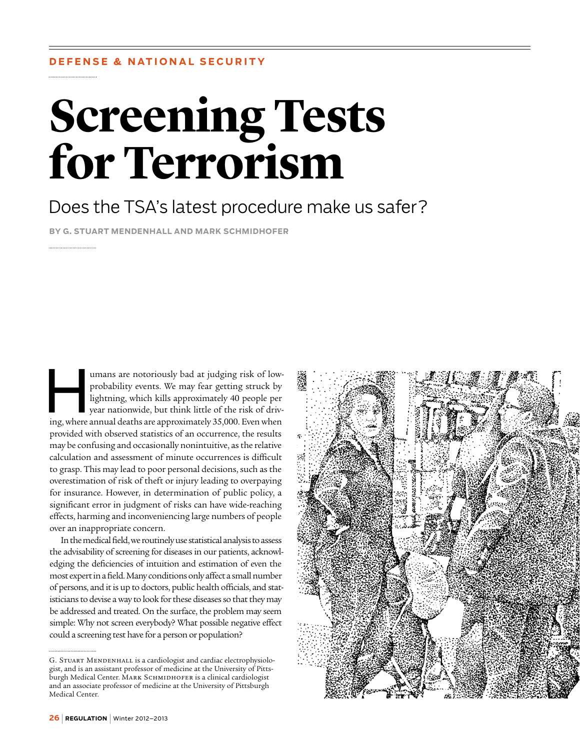DEFENSE & NATIONAL SECURITY

# Screening Tests for Terrorism

## Does the TSA's latest procedure make us safer?

**BY G. STUART MENDENHALL AND MARK SCHMIDHOFER**

Humans are notoriously bad at judging risk of low-probability events. We may fear getting struck by lightning, which kills approximately 40 people per year nationwide, but think little of the risk of driving, where annual deaths are approximately 35,000. Even when provided with observed statistics of an occurrence, the results may be confusing and occasionally nonintuitive, as the relative calculation and assessment of minute occurrences is difficult to grasp. This may lead to poor personal decisions, such as the overestimation of risk of theft or injury leading to overpaying for insurance. However, in determination of public policy, a significant error in judgment of risks can have wide-reaching effects, harming and inconveniencing large numbers of people over an inappropriate concern.

In the medical field, we routinely use statistical analysis to assess the advisability of screening for diseases in our patients, acknowledging the deficiencies of intuition and estimation of even the most expert in a field. Many conditions only affect a small number of persons, and it is up to doctors, public health officials, and statisticians to devise a way to look for these diseases so that they may be addressed and treated. On the surface, the problem may seem simple: Why not screen everybody? What possible negative effect could a screening test have for a person or population?

G. STUART MENDENHALL is a cardiologist and cardiac electrophysiologist, and is an assistant professor of medicine at the University of Pittsburgh Medical Center. MARK SCHMIDHOFER is a clinical cardiologist and an associate professor of medicine at the University of Pittsburgh Medical Center.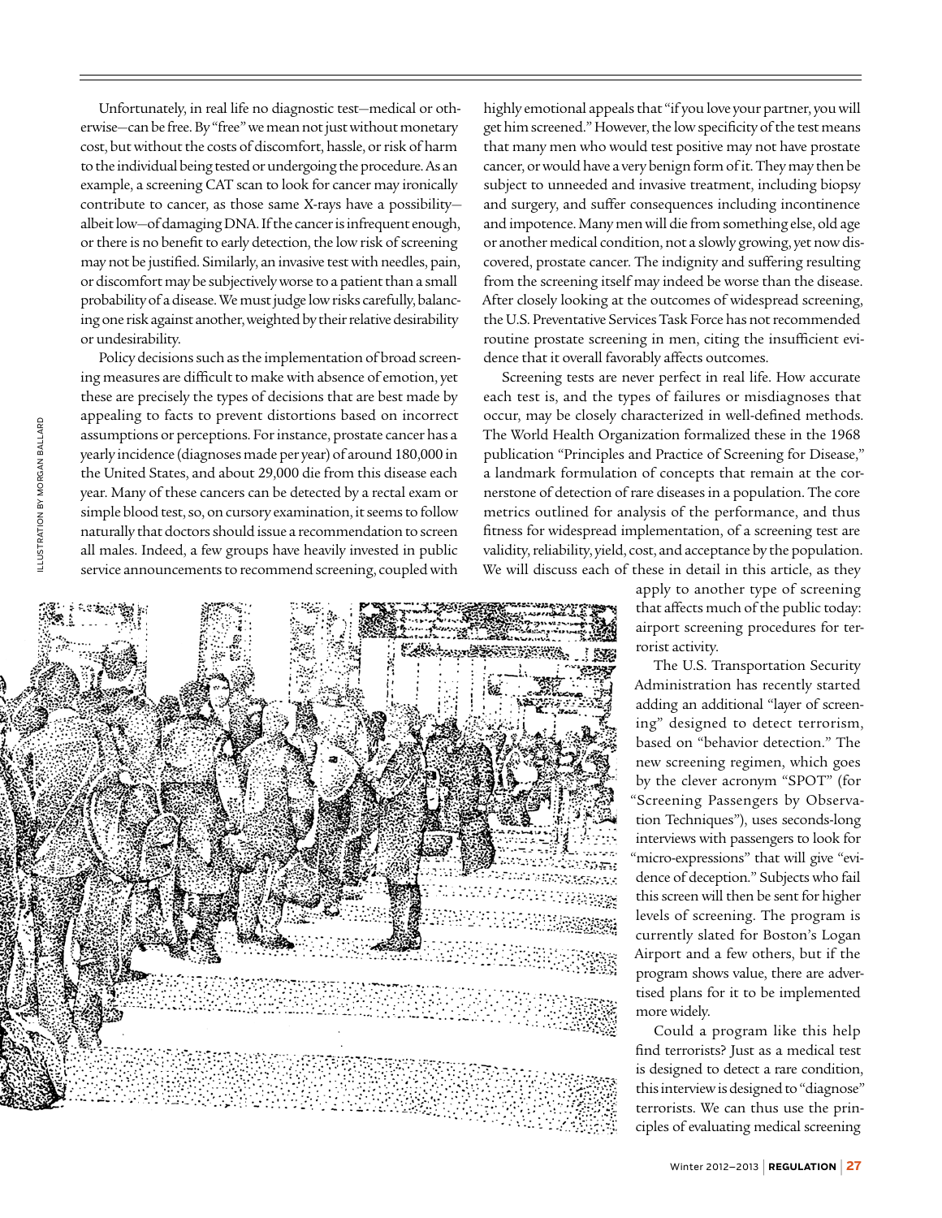Unfortunately, in real life no diagnostic test—medical or otherwise—can be free. By "free" we mean not just without monetary cost, but without the costs of discomfort, hassle, or risk of harm to the individual being tested or undergoing the procedure. As an example, a screening CAT scan to look for cancer may ironically contribute to cancer, as those same X-rays have a possibility—albeit low—of damaging DNA. If the cancer is infrequent enough, or there is no benefit to early detection, the low risk of screening may not be justified. Similarly, an invasive test with needles, pain, or discomfort may be subjectively worse to a patient than a small probability of a disease. We must judge low risks carefully, balancing one risk against another, weighted by their relative desirability or undesirability.

Policy decisions such as the implementation of broad screening measures are difficult to make with absence of emotion, yet these are precisely the types of decisions that are best made by appealing to facts to prevent distortions based on incorrect assumptions or perceptions. For instance, prostate cancer has a yearly incidence (diagnoses made per year) of around 180,000 in the United States, and about 29,000 die from this disease each year. Many of these cancers can be detected by a rectal exam or simple blood test, so, on cursory examination, it seems to follow naturally that doctors should issue a recommendation to screen all males. Indeed, a few groups have heavily invested in public service announcements to recommend screening, coupled with highly emotional appeals that "if you love your partner, you will get him screened." However, the low specificity of the test means that many men who would test positive may not have prostate cancer, or would have a very benign form of it. They may then be subject to unneeded and invasive treatment, including biopsy and surgery, and suffer consequences including incontinence and impotence. Many men will die from something else, old age or another medical condition, not a slowly growing, yet now discovered, prostate cancer. The indignity and suffering resulting from the screening itself may indeed be worse than the disease. After closely looking at the outcomes of widespread screening, the U.S. Preventative Services Task Force has not recommended routine prostate screening in men, citing the insufficient evidence that it overall favorably affects outcomes.

Screening tests are never perfect in real life. How accurate each test is, and the types of failures or misdiagnoses that occur, may be closely characterized in well-defined methods. The World Health Organization formalized these in the 1968 publication "Principles and Practice of Screening for Disease," a landmark formulation of concepts that remain at the cornerstone of detection of rare diseases in a population. The core metrics outlined for analysis of the performance, and thus fitness for widespread implementation, of a screening test are validity, reliability, yield, cost, and acceptance by the population. We will discuss each of these in detail in this article, as they apply to another type of screening that affects much of the public today: airport screening procedures for terrorist activity.

The U.S. Transportation Security Administration has recently started adding an additional "layer of screening" designed to detect terrorism, based on "behavior detection." The new screening regimen, which goes by the clever acronym "SPOT" (for "Screening Passengers by Observation Techniques"), uses seconds-long interviews with passengers to look for "micro-expressions" that will give "evidence of deception." Subjects who fail this screen will then be sent for higher levels of screening. The program is currently slated for Boston's Logan Airport and a few others, but if the program shows value, there are advertised plans for it to be implemented more widely.

Could a program like this help find terrorists? Just as a medical test is designed to detect a rare condition, this interview is designed to "diagnose" terrorists. We can thus use the principles of evaluating medical screening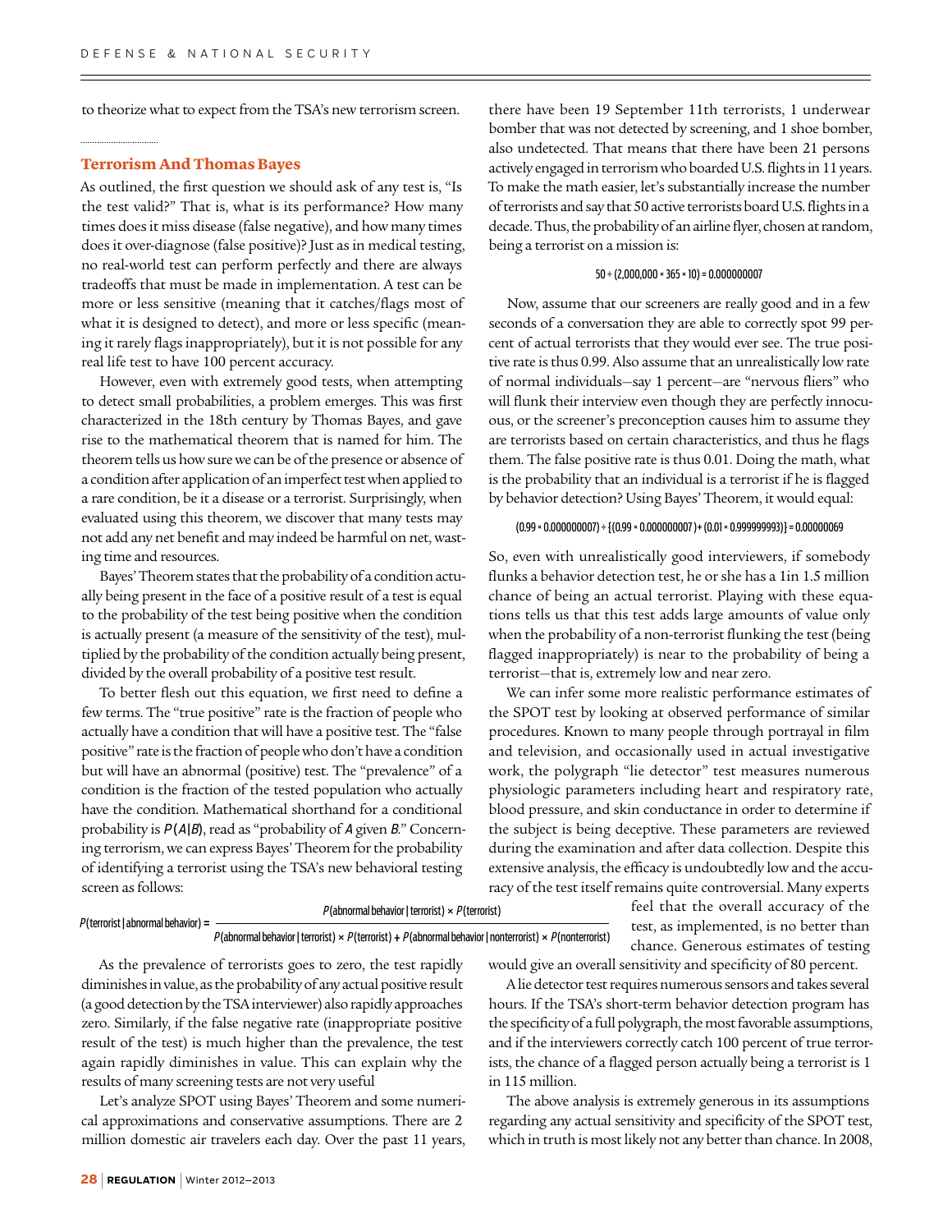to theorize what to expect from the TSA's new terrorism screen.

## Terrorism And Thomas Bayes

As outlined, the first question we should ask of any test is, "Is the test valid?" That is, what is its performance? How many times does it miss disease (false negative), and how many times does it over-diagnose (false positive)? Just as in medical testing, no real-world test can perform perfectly and there are always tradeoffs that must be made in implementation. A test can be more or less sensitive (meaning that it catches/flags most of what it is designed to detect), and more or less specific (meaning it rarely flags inappropriately), but it is not possible for any real life test to have 100 percent accuracy.

However, even with extremely good tests, when attempting to detect small probabilities, a problem emerges. This was first characterized in the 18th century by Thomas Bayes, and gave rise to the mathematical theorem that is named for him. The theorem tells us how sure we can be of the presence or absence of a condition after application of an imperfect test when applied to a rare condition, be it a disease or a terrorist. Surprisingly, when evaluated using this theorem, we discover that many tests may not add any net benefit and may indeed be harmful on net, wasting time and resources.

Bayes' Theorem states that the probability of a condition actually being present in the face of a positive result of a test is equal to the probability of the test being positive when the condition is actually present (a measure of the sensitivity of the test), multiplied by the probability of the condition actually being present, divided by the overall probability of a positive test result.

To better flesh out this equation, we first need to define a few terms. The "true positive" rate is the fraction of people who actually have a condition that will have a positive test. The "false positive" rate is the fraction of people who don't have a condition but will have an abnormal (positive) test. The "prevalence" of a condition is the fraction of the tested population who actually have the condition. Mathematical shorthand for a conditional probability is $P(A|B)$, read as "probability of $A$ given $B$." Concerning terrorism, we can express Bayes' Theorem for the probability of identifying a terrorist using the TSA's new behavioral testing screen as follows:

$$P(\text{terrorist}\,|\,\text{abnormal behavior}) = \frac{P(\text{abnormal behavior}\,|\,\text{terrorist}) \times P(\text{terrorist})}{P(\text{abnormal behavior}\,|\,\text{terrorist}) \times P(\text{terrorist}) + P(\text{abnormal behavior}\,|\,\text{nonterrorist}) \times P(\text{nonterrorist})}$$

As the prevalence of terrorists goes to zero, the test rapidly diminishes in value, as the probability of any actual positive result (a good detection by the TSA interviewer) also rapidly approaches zero. Similarly, if the false negative rate (inappropriate positive result of the test) is much higher than the prevalence, the test again rapidly diminishes in value. This can explain why the results of many screening tests are not very useful

Let's analyze SPOT using Bayes' Theorem and some numerical approximations and conservative assumptions. There are 2 million domestic air travelers each day. Over the past 11 years, there have been 19 September 11th terrorists, 1 underwear bomber that was not detected by screening, and 1 shoe bomber, also undetected. That means that there have been 21 persons actively engaged in terrorism who boarded U.S. flights in 11 years. To make the math easier, let's substantially increase the number of terrorists and say that 50 active terrorists board U.S. flights in a decade. Thus, the probability of an airline flyer, chosen at random, being a terrorist on a mission is:

$$50 \div (2{,}000{,}000 \times 365 \times 10) = 0.000000007$$

Now, assume that our screeners are really good and in a few seconds of a conversation they are able to correctly spot 99 percent of actual terrorists that they would ever see. The true positive rate is thus 0.99. Also assume that an unrealistically low rate of normal individuals—say 1 percent—are "nervous fliers" who will flunk their interview even though they are perfectly innocuous, or the screener's preconception causes him to assume they are terrorists based on certain characteristics, and thus he flags them. The false positive rate is thus 0.01. Doing the math, what is the probability that an individual is a terrorist if he is flagged by behavior detection? Using Bayes' Theorem, it would equal:

$$(0.99 \times 0.000000007) \div \{(0.99 \times 0.000000007) + (0.01 \times 0.999999993)\} = 0.00000069$$

So, even with unrealistically good interviewers, if somebody flunks a behavior detection test, he or she has a 1in 1.5 million chance of being an actual terrorist. Playing with these equations tells us that this test adds large amounts of value only when the probability of a non-terrorist flunking the test (being flagged inappropriately) is near to the probability of being a terrorist—that is, extremely low and near zero.

We can infer some more realistic performance estimates of the SPOT test by looking at observed performance of similar procedures. Known to many people through portrayal in film and television, and occasionally used in actual investigative work, the polygraph "lie detector" test measures numerous physiologic parameters including heart and respiratory rate, blood pressure, and skin conductance in order to determine if the subject is being deceptive. These parameters are reviewed during the examination and after data collection. Despite this extensive analysis, the efficacy is undoubtedly low and the accuracy of the test itself remains quite controversial. Many experts feel that the overall accuracy of the test, as implemented, is no better than chance. Generous estimates of testing would give an overall sensitivity and specificity of 80 percent.

A lie detector test requires numerous sensors and takes several hours. If the TSA's short-term behavior detection program has the specificity of a full polygraph, the most favorable assumptions, and if the interviewers correctly catch 100 percent of true terrorists, the chance of a flagged person actually being a terrorist is 1 in 115 million.

The above analysis is extremely generous in its assumptions regarding any actual sensitivity and specificity of the SPOT test, which in truth is most likely not any better than chance. In 2008,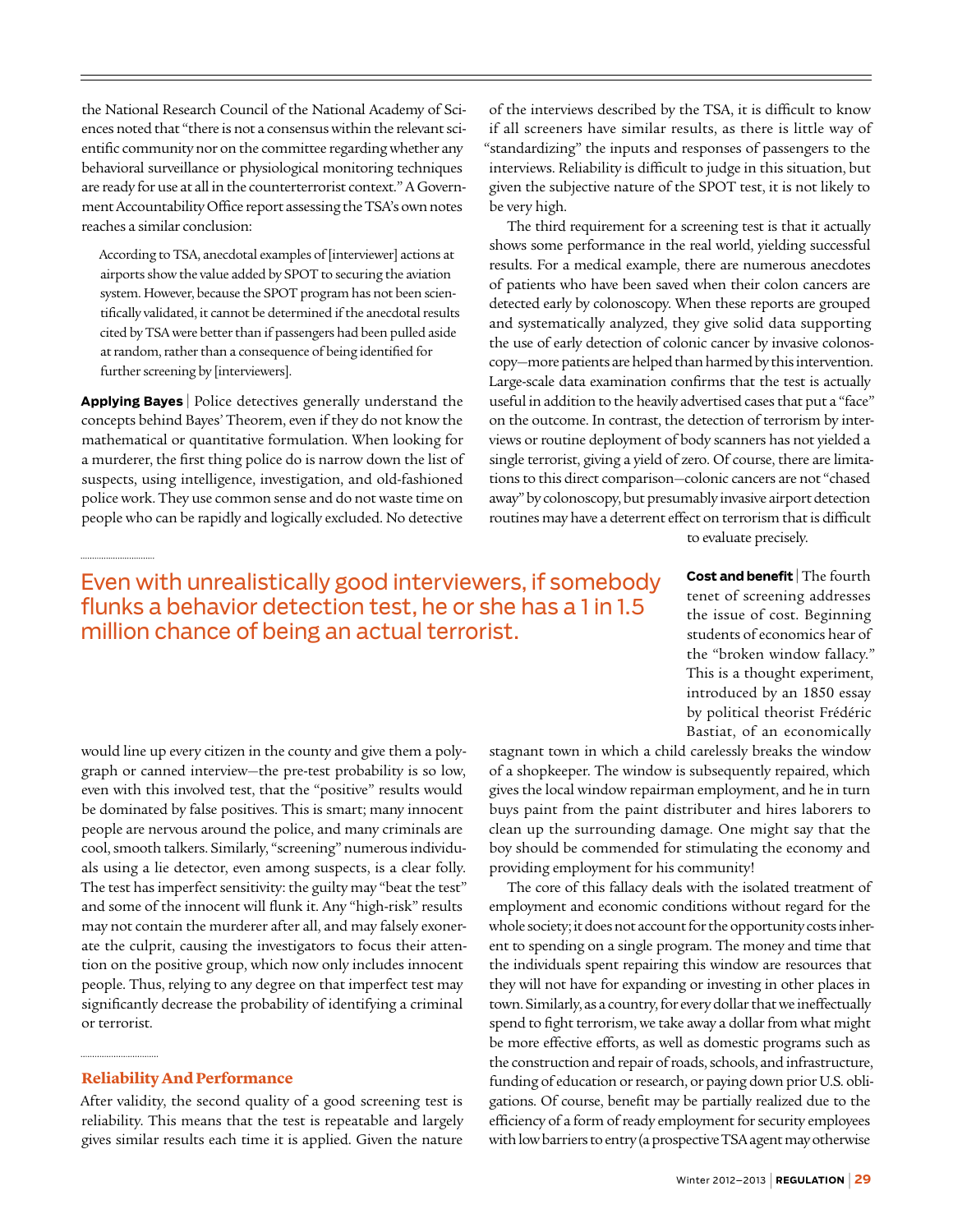the National Research Council of the National Academy of Sciences noted that "there is not a consensus within the relevant scientific community nor on the committee regarding whether any behavioral surveillance or physiological monitoring techniques are ready for use at all in the counterterrorist context." A Government Accountability Office report assessing the TSA's own notes reaches a similar conclusion:

> According to TSA, anecdotal examples of [interviewer] actions at airports show the value added by SPOT to securing the aviation system. However, because the SPOT program has not been scientifically validated, it cannot be determined if the anecdotal results cited by TSA were better than if passengers had been pulled aside at random, rather than a consequence of being identified for further screening by [interviewers].

**Applying Bayes** | Police detectives generally understand the concepts behind Bayes' Theorem, even if they do not know the mathematical or quantitative formulation. When looking for a murderer, the first thing police do is narrow down the list of suspects, using intelligence, investigation, and old-fashioned police work. They use common sense and do not waste time on people who can be rapidly and logically excluded. No detective would line up every citizen in the county and give them a polygraph or canned interview—the pre-test probability is so low, even with this involved test, that the "positive" results would be dominated by false positives. This is smart; many innocent people are nervous around the police, and many criminals are cool, smooth talkers. Similarly, "screening" numerous individuals using a lie detector, even among suspects, is a clear folly. The test has imperfect sensitivity: the guilty may "beat the test" and some of the innocent will flunk it. Any "high-risk" results may not contain the murderer after all, and may falsely exonerate the culprit, causing the investigators to focus their attention on the positive group, which now only includes innocent people. Thus, relying to any degree on that imperfect test may significantly decrease the probability of identifying a criminal or terrorist.

> Even with unrealistically good interviewers, if somebody flunks a behavior detection test, he or she has a 1 in 1.5 million chance of being an actual terrorist.

## Reliability And Performance

After validity, the second quality of a good screening test is reliability. This means that the test is repeatable and largely gives similar results each time it is applied. Given the nature of the interviews described by the TSA, it is difficult to know if all screeners have similar results, as there is little way of "standardizing" the inputs and responses of passengers to the interviews. Reliability is difficult to judge in this situation, but given the subjective nature of the SPOT test, it is not likely to be very high.

The third requirement for a screening test is that it actually shows some performance in the real world, yielding successful results. For a medical example, there are numerous anecdotes of patients who have been saved when their colon cancers are detected early by colonoscopy. When these reports are grouped and systematically analyzed, they give solid data supporting the use of early detection of colonic cancer by invasive colonoscopy—more patients are helped than harmed by this intervention. Large-scale data examination confirms that the test is actually useful in addition to the heavily advertised cases that put a "face" on the outcome. In contrast, the detection of terrorism by interviews or routine deployment of body scanners has not yielded a single terrorist, giving a yield of zero. Of course, there are limitations to this direct comparison—colonic cancers are not "chased away" by colonoscopy, but presumably invasive airport detection routines may have a deterrent effect on terrorism that is difficult to evaluate precisely.

**Cost and benefit** | The fourth tenet of screening addresses the issue of cost. Beginning students of economics hear of the "broken window fallacy." This is a thought experiment, introduced by an 1850 essay by political theorist Frédéric Bastiat, of an economically stagnant town in which a child carelessly breaks the window of a shopkeeper. The window is subsequently repaired, which gives the local window repairman employment, and he in turn buys paint from the paint distributer and hires laborers to clean up the surrounding damage. One might say that the boy should be commended for stimulating the economy and providing employment for his community!

The core of this fallacy deals with the isolated treatment of employment and economic conditions without regard for the whole society; it does not account for the opportunity costs inherent to spending on a single program. The money and time that the individuals spent repairing this window are resources that they will not have for expanding or investing in other places in town. Similarly, as a country, for every dollar that we ineffectually spend to fight terrorism, we take away a dollar from what might be more effective efforts, as well as domestic programs such as the construction and repair of roads, schools, and infrastructure, funding of education or research, or paying down prior U.S. obligations. Of course, benefit may be partially realized due to the efficiency of a form of ready employment for security employees with low barriers to entry (a prospective TSA agent may otherwise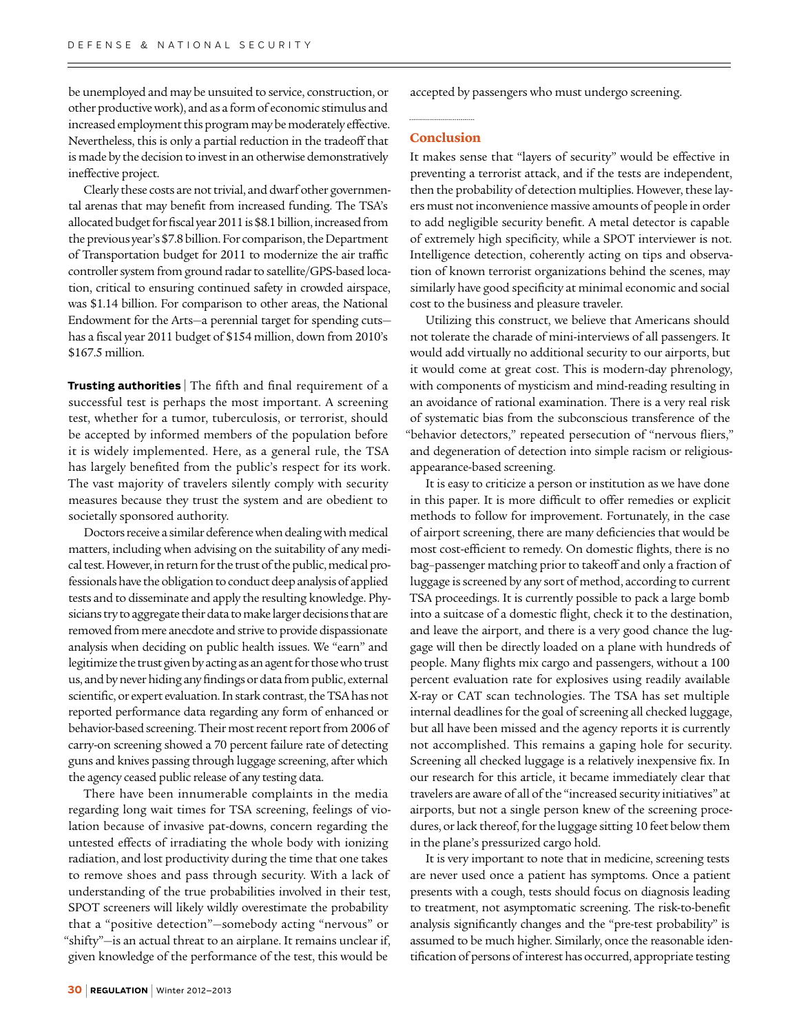be unemployed and may be unsuited to service, construction, or other productive work), and as a form of economic stimulus and increased employment this program may be moderately effective. Nevertheless, this is only a partial reduction in the tradeoff that is made by the decision to invest in an otherwise demonstratively ineffective project.

Clearly these costs are not trivial, and dwarf other governmental arenas that may benefit from increased funding. The TSA's allocated budget for fiscal year 2011 is $8.1 billion, increased from the previous year's $7.8 billion. For comparison, the Department of Transportation budget for 2011 to modernize the air traffic controller system from ground radar to satellite/GPS-based location, critical to ensuring continued safety in crowded airspace, was $1.14 billion. For comparison to other areas, the National Endowment for the Arts—a perennial target for spending cuts—has a fiscal year 2011 budget of $154 million, down from 2010's $167.5 million.

**Trusting authorities** | The fifth and final requirement of a successful test is perhaps the most important. A screening test, whether for a tumor, tuberculosis, or terrorist, should be accepted by informed members of the population before it is widely implemented. Here, as a general rule, the TSA has largely benefited from the public's respect for its work. The vast majority of travelers silently comply with security measures because they trust the system and are obedient to societally sponsored authority.

Doctors receive a similar deference when dealing with medical matters, including when advising on the suitability of any medical test. However, in return for the trust of the public, medical professionals have the obligation to conduct deep analysis of applied tests and to disseminate and apply the resulting knowledge. Physicians try to aggregate their data to make larger decisions that are removed from mere anecdote and strive to provide dispassionate analysis when deciding on public health issues. We "earn" and legitimize the trust given by acting as an agent for those who trust us, and by never hiding any findings or data from public, external scientific, or expert evaluation. In stark contrast, the TSA has not reported performance data regarding any form of enhanced or behavior-based screening. Their most recent report from 2006 of carry-on screening showed a 70 percent failure rate of detecting guns and knives passing through luggage screening, after which the agency ceased public release of any testing data.

There have been innumerable complaints in the media regarding long wait times for TSA screening, feelings of violation because of invasive pat-downs, concern regarding the untested effects of irradiating the whole body with ionizing radiation, and lost productivity during the time that one takes to remove shoes and pass through security. With a lack of understanding of the true probabilities involved in their test, SPOT screeners will likely wildly overestimate the probability that a "positive detection"—somebody acting "nervous" or "shifty"—is an actual threat to an airplane. It remains unclear if, given knowledge of the performance of the test, this would be accepted by passengers who must undergo screening.

## Conclusion

It makes sense that "layers of security" would be effective in preventing a terrorist attack, and if the tests are independent, then the probability of detection multiplies. However, these layers must not inconvenience massive amounts of people in order to add negligible security benefit. A metal detector is capable of extremely high specificity, while a SPOT interviewer is not. Intelligence detection, coherently acting on tips and observation of known terrorist organizations behind the scenes, may similarly have good specificity at minimal economic and social cost to the business and pleasure traveler.

Utilizing this construct, we believe that Americans should not tolerate the charade of mini-interviews of all passengers. It would add virtually no additional security to our airports, but it would come at great cost. This is modern-day phrenology, with components of mysticism and mind-reading resulting in an avoidance of rational examination. There is a very real risk of systematic bias from the subconscious transference of the "behavior detectors," repeated persecution of "nervous fliers," and degeneration of detection into simple racism or religious-appearance-based screening.

It is easy to criticize a person or institution as we have done in this paper. It is more difficult to offer remedies or explicit methods to follow for improvement. Fortunately, in the case of airport screening, there are many deficiencies that would be most cost-efficient to remedy. On domestic flights, there is no bag–passenger matching prior to takeoff and only a fraction of luggage is screened by any sort of method, according to current TSA proceedings. It is currently possible to pack a large bomb into a suitcase of a domestic flight, check it to the destination, and leave the airport, and there is a very good chance the luggage will then be directly loaded on a plane with hundreds of people. Many flights mix cargo and passengers, without a 100 percent evaluation rate for explosives using readily available X-ray or CAT scan technologies. The TSA has set multiple internal deadlines for the goal of screening all checked luggage, but all have been missed and the agency reports it is currently not accomplished. This remains a gaping hole for security. Screening all checked luggage is a relatively inexpensive fix. In our research for this article, it became immediately clear that travelers are aware of all of the "increased security initiatives" at airports, but not a single person knew of the screening procedures, or lack thereof, for the luggage sitting 10 feet below them in the plane's pressurized cargo hold.

It is very important to note that in medicine, screening tests are never used once a patient has symptoms. Once a patient presents with a cough, tests should focus on diagnosis leading to treatment, not asymptomatic screening. The risk-to-benefit analysis significantly changes and the "pre-test probability" is assumed to be much higher. Similarly, once the reasonable identification of persons of interest has occurred, appropriate testing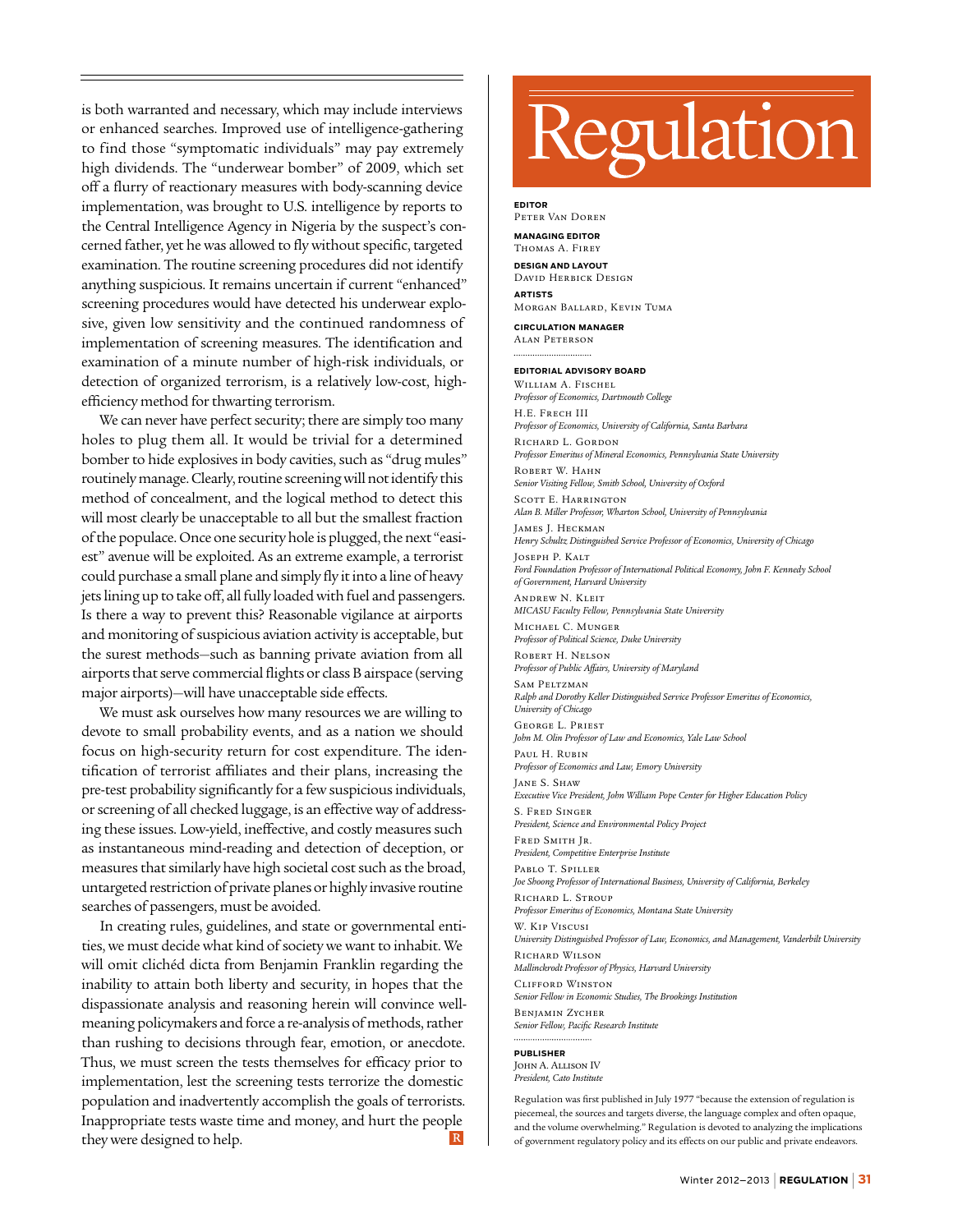is both warranted and necessary, which may include interviews or enhanced searches. Improved use of intelligence-gathering to find those "symptomatic individuals" may pay extremely high dividends. The "underwear bomber" of 2009, which set off a flurry of reactionary measures with body-scanning device implementation, was brought to U.S. intelligence by reports to the Central Intelligence Agency in Nigeria by the suspect's concerned father, yet he was allowed to fly without specific, targeted examination. The routine screening procedures did not identify anything suspicious. It remains uncertain if current "enhanced" screening procedures would have detected his underwear explosive, given low sensitivity and the continued randomness of implementation of screening measures. The identification and examination of a minute number of high-risk individuals, or detection of organized terrorism, is a relatively low-cost, high-efficiency method for thwarting terrorism.

We can never have perfect security; there are simply too many holes to plug them all. It would be trivial for a determined bomber to hide explosives in body cavities, such as "drug mules" routinely manage. Clearly, routine screening will not identify this method of concealment, and the logical method to detect this will most clearly be unacceptable to all but the smallest fraction of the populace. Once one security hole is plugged, the next "easiest" avenue will be exploited. As an extreme example, a terrorist could purchase a small plane and simply fly it into a line of heavy jets lining up to take off, all fully loaded with fuel and passengers. Is there a way to prevent this? Reasonable vigilance at airports and monitoring of suspicious aviation activity is acceptable, but the surest methods—such as banning private aviation from all airports that serve commercial flights or class B airspace (serving major airports)—will have unacceptable side effects.

We must ask ourselves how many resources we are willing to devote to small probability events, and as a nation we should focus on high-security return for cost expenditure. The identification of terrorist affiliates and their plans, increasing the pre-test probability significantly for a few suspicious individuals, or screening of all checked luggage, is an effective way of addressing these issues. Low-yield, ineffective, and costly measures such as instantaneous mind-reading and detection of deception, or measures that similarly have high societal cost such as the broad, untargeted restriction of private planes or highly invasive routine searches of passengers, must be avoided.

In creating rules, guidelines, and state or governmental entities, we must decide what kind of society we want to inhabit. We will omit clichéd dicta from Benjamin Franklin regarding the inability to attain both liberty and security, in hopes that the dispassionate analysis and reasoning herein will convince well-meaning policymakers and force a re-analysis of methods, rather than rushing to decisions through fear, emotion, or anecdote. Thus, we must screen the tests themselves for efficacy prior to implementation, lest the screening tests terrorize the domestic population and inadvertently accomplish the goals of terrorists. Inappropriate tests waste time and money, and hurt the people they were designed to help.

# Regulation

**EDITOR**
Peter Van Doren

**MANAGING EDITOR**
Thomas A. Firey

**DESIGN AND LAYOUT**
David Herbick Design

**ARTISTS**
Morgan Ballard, Kevin Tuma

**CIRCULATION MANAGER**
Alan Peterson

**EDITORIAL ADVISORY BOARD**

William A. Fischel
*Professor of Economics, Dartmouth College*

H.E. Frech III
*Professor of Economics, University of California, Santa Barbara*

Richard L. Gordon
*Professor Emeritus of Mineral Economics, Pennsylvania State University*

Robert W. Hahn
*Senior Visiting Fellow, Smith School, University of Oxford*

Scott E. Harrington
*Alan B. Miller Professor, Wharton School, University of Pennsylvania*

James J. Heckman
*Henry Schultz Distinguished Service Professor of Economics, University of Chicago*

Joseph P. Kalt
*Ford Foundation Professor of International Political Economy, John F. Kennedy School of Government, Harvard University*

Andrew N. Kleit
*MICASU Faculty Fellow, Pennsylvania State University*

Michael C. Munger
*Professor of Political Science, Duke University*

Robert H. Nelson
*Professor of Public Affairs, University of Maryland*

Sam Peltzman
*Ralph and Dorothy Keller Distinguished Service Professor Emeritus of Economics, University of Chicago*

George L. Priest
*John M. Olin Professor of Law and Economics, Yale Law School*

Paul H. Rubin
*Professor of Economics and Law, Emory University*

Jane S. Shaw
*Executive Vice President, John William Pope Center for Higher Education Policy*

S. Fred Singer
*President, Science and Environmental Policy Project*

Fred Smith Jr.
*President, Competitive Enterprise Institute*

Pablo T. Spiller
*Joe Shoong Professor of International Business, University of California, Berkeley*

Richard L. Stroup
*Professor Emeritus of Economics, Montana State University*

W. Kip Viscusi
*University Distinguished Professor of Law, Economics, and Management, Vanderbilt University*

Richard Wilson
*Mallinckrodt Professor of Physics, Harvard University*

Clifford Winston
*Senior Fellow in Economic Studies, The Brookings Institution*

Benjamin Zycher
*Senior Fellow, Pacific Research Institute*

**PUBLISHER**
John A. Allison IV
*President, Cato Institute*

Regulation was first published in July 1977 "because the extension of regulation is piecemeal, the sources and targets diverse, the language complex and often opaque, and the volume overwhelming." Regulation is devoted to analyzing the implications of government regulatory policy and its effects on our public and private endeavors.